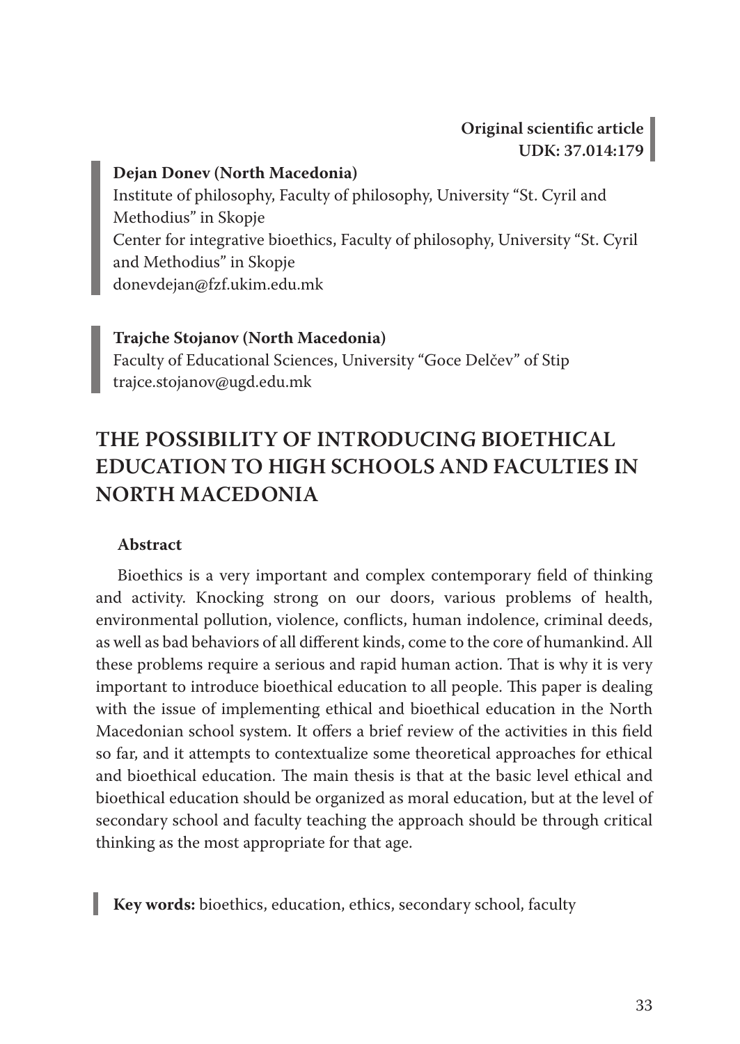**Original scientific article**
**UDK: 37.014:179**

**Dejan Donev (North Macedonia)**
Institute of philosophy, Faculty of philosophy, University "St. Cyril and Methodius" in Skopje
Center for integrative bioethics, Faculty of philosophy, University "St. Cyril and Methodius" in Skopje
donevdejan@fzf.ukim.edu.mk

**Trajche Stojanov (North Macedonia)**
Faculty of Educational Sciences, University "Goce Delčev" of Stip
trajce.stojanov@ugd.edu.mk

# THE POSSIBILITY OF INTRODUCING BIOETHICAL EDUCATION TO HIGH SCHOOLS AND FACULTIES IN NORTH MACEDONIA

## Abstract

Bioethics is a very important and complex contemporary field of thinking and activity. Knocking strong on our doors, various problems of health, environmental pollution, violence, conflicts, human indolence, criminal deeds, as well as bad behaviors of all different kinds, come to the core of humankind. All these problems require a serious and rapid human action. That is why it is very important to introduce bioethical education to all people. This paper is dealing with the issue of implementing ethical and bioethical education in the North Macedonian school system. It offers a brief review of the activities in this field so far, and it attempts to contextualize some theoretical approaches for ethical and bioethical education. The main thesis is that at the basic level ethical and bioethical education should be organized as moral education, but at the level of secondary school and faculty teaching the approach should be through critical thinking as the most appropriate for that age.

**Key words:** bioethics, education, ethics, secondary school, faculty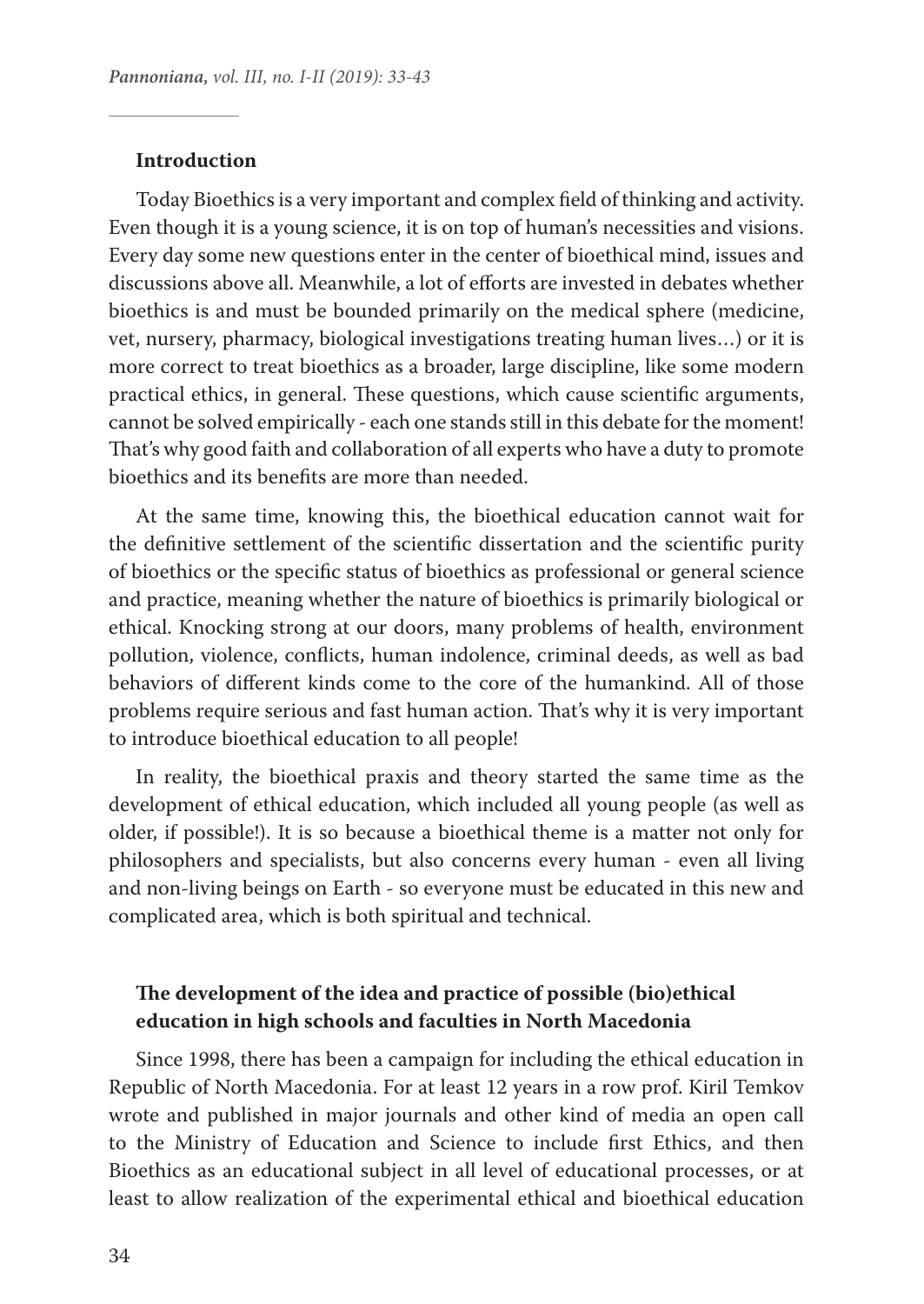## Introduction

Today Bioethics is a very important and complex field of thinking and activity. Even though it is a young science, it is on top of human's necessities and visions. Every day some new questions enter in the center of bioethical mind, issues and discussions above all. Meanwhile, a lot of efforts are invested in debates whether bioethics is and must be bounded primarily on the medical sphere (medicine, vet, nursery, pharmacy, biological investigations treating human lives…) or it is more correct to treat bioethics as a broader, large discipline, like some modern practical ethics, in general. These questions, which cause scientific arguments, cannot be solved empirically - each one stands still in this debate for the moment! That's why good faith and collaboration of all experts who have a duty to promote bioethics and its benefits are more than needed.

At the same time, knowing this, the bioethical education cannot wait for the definitive settlement of the scientific dissertation and the scientific purity of bioethics or the specific status of bioethics as professional or general science and practice, meaning whether the nature of bioethics is primarily biological or ethical. Knocking strong at our doors, many problems of health, environment pollution, violence, conflicts, human indolence, criminal deeds, as well as bad behaviors of different kinds come to the core of the humankind. All of those problems require serious and fast human action. That's why it is very important to introduce bioethical education to all people!

In reality, the bioethical praxis and theory started the same time as the development of ethical education, which included all young people (as well as older, if possible!). It is so because a bioethical theme is a matter not only for philosophers and specialists, but also concerns every human - even all living and non-living beings on Earth - so everyone must be educated in this new and complicated area, which is both spiritual and technical.

## The development of the idea and practice of possible (bio)ethical education in high schools and faculties in North Macedonia

Since 1998, there has been a campaign for including the ethical education in Republic of North Macedonia. For at least 12 years in a row prof. Kiril Temkov wrote and published in major journals and other kind of media an open call to the Ministry of Education and Science to include first Ethics, and then Bioethics as an educational subject in all level of educational processes, or at least to allow realization of the experimental ethical and bioethical education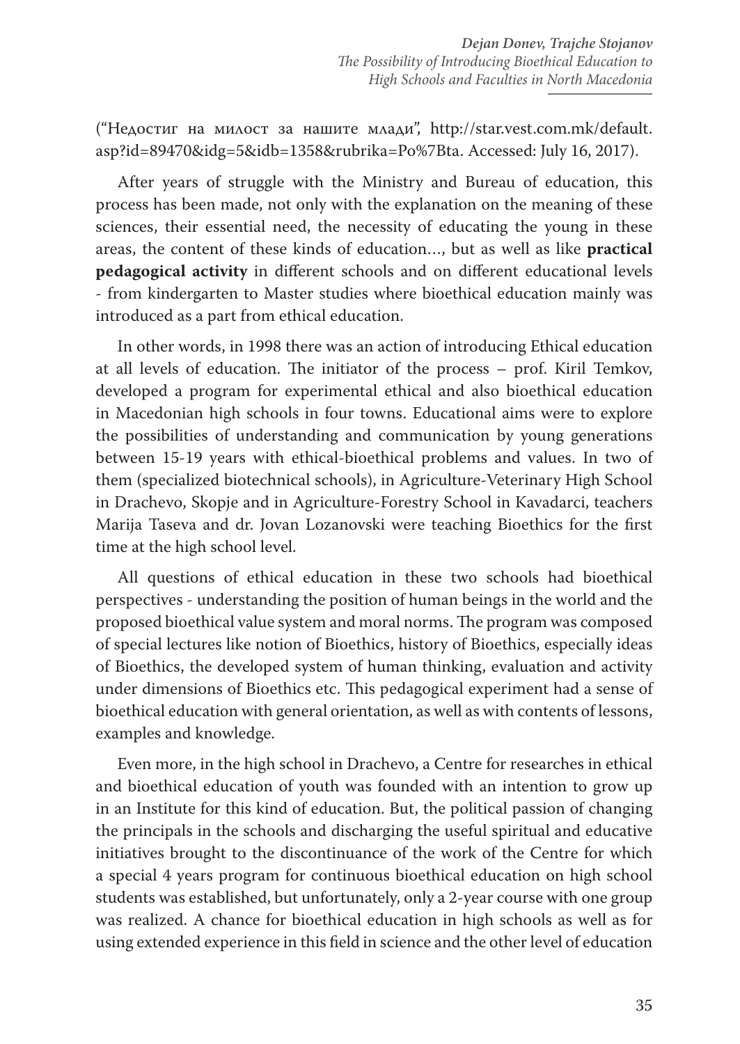(“Недостиг на милост за нашите млади”, http://star.vest.com.mk/default.asp?id=89470&idg=5&idb=1358&rubrika=Po%7Bta. Accessed: July 16, 2017).

After years of struggle with the Ministry and Bureau of education, this process has been made, not only with the explanation on the meaning of these sciences, their essential need, the necessity of educating the young in these areas, the content of these kinds of education…, but as well as like **practical pedagogical activity** in different schools and on different educational levels - from kindergarten to Master studies where bioethical education mainly was introduced as a part from ethical education.

In other words, in 1998 there was an action of introducing Ethical education at all levels of education. The initiator of the process – prof. Kiril Temkov, developed a program for experimental ethical and also bioethical education in Macedonian high schools in four towns. Educational aims were to explore the possibilities of understanding and communication by young generations between 15-19 years with ethical-bioethical problems and values. In two of them (specialized biotechnical schools), in Agriculture-Veterinary High School in Drachevo, Skopje and in Agriculture-Forestry School in Kavadarci, teachers Marija Taseva and dr. Jovan Lozanovski were teaching Bioethics for the first time at the high school level.

All questions of ethical education in these two schools had bioethical perspectives - understanding the position of human beings in the world and the proposed bioethical value system and moral norms. The program was composed of special lectures like notion of Bioethics, history of Bioethics, especially ideas of Bioethics, the developed system of human thinking, evaluation and activity under dimensions of Bioethics etc. This pedagogical experiment had a sense of bioethical education with general orientation, as well as with contents of lessons, examples and knowledge.

Even more, in the high school in Drachevo, a Centre for researches in ethical and bioethical education of youth was founded with an intention to grow up in an Institute for this kind of education. But, the political passion of changing the principals in the schools and discharging the useful spiritual and educative initiatives brought to the discontinuance of the work of the Centre for which a special 4 years program for continuous bioethical education on high school students was established, but unfortunately, only a 2-year course with one group was realized. A chance for bioethical education in high schools as well as for using extended experience in this field in science and the other level of education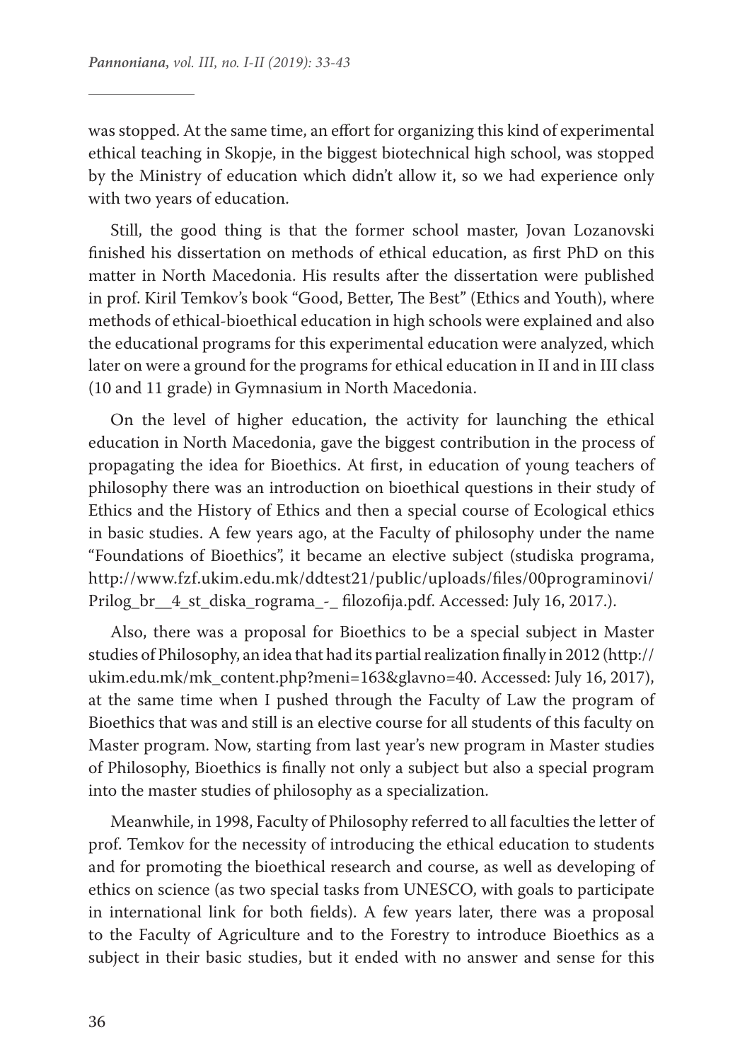was stopped. At the same time, an effort for organizing this kind of experimental ethical teaching in Skopje, in the biggest biotechnical high school, was stopped by the Ministry of education which didn't allow it, so we had experience only with two years of education.

Still, the good thing is that the former school master, Jovan Lozanovski finished his dissertation on methods of ethical education, as first PhD on this matter in North Macedonia. His results after the dissertation were published in prof. Kiril Temkov's book "Good, Better, The Best" (Ethics and Youth), where methods of ethical-bioethical education in high schools were explained and also the educational programs for this experimental education were analyzed, which later on were a ground for the programs for ethical education in II and in III class (10 and 11 grade) in Gymnasium in North Macedonia.

On the level of higher education, the activity for launching the ethical education in North Macedonia, gave the biggest contribution in the process of propagating the idea for Bioethics. At first, in education of young teachers of philosophy there was an introduction on bioethical questions in their study of Ethics and the History of Ethics and then a special course of Ecological ethics in basic studies. A few years ago, at the Faculty of philosophy under the name "Foundations of Bioethics", it became an elective subject (studiska programa, http://www.fzf.ukim.edu.mk/ddtest21/public/uploads/files/00programinovi/Prilog_br__4_st_diska_rograma_-_ filozofija.pdf. Accessed: July 16, 2017.).

Also, there was a proposal for Bioethics to be a special subject in Master studies of Philosophy, an idea that had its partial realization finally in 2012 (http://ukim.edu.mk/mk_content.php?meni=163&glavno=40. Accessed: July 16, 2017), at the same time when I pushed through the Faculty of Law the program of Bioethics that was and still is an elective course for all students of this faculty on Master program. Now, starting from last year's new program in Master studies of Philosophy, Bioethics is finally not only a subject but also a special program into the master studies of philosophy as a specialization.

Meanwhile, in 1998, Faculty of Philosophy referred to all faculties the letter of prof. Temkov for the necessity of introducing the ethical education to students and for promoting the bioethical research and course, as well as developing of ethics on science (as two special tasks from UNESCO, with goals to participate in international link for both fields). A few years later, there was a proposal to the Faculty of Agriculture and to the Forestry to introduce Bioethics as a subject in their basic studies, but it ended with no answer and sense for this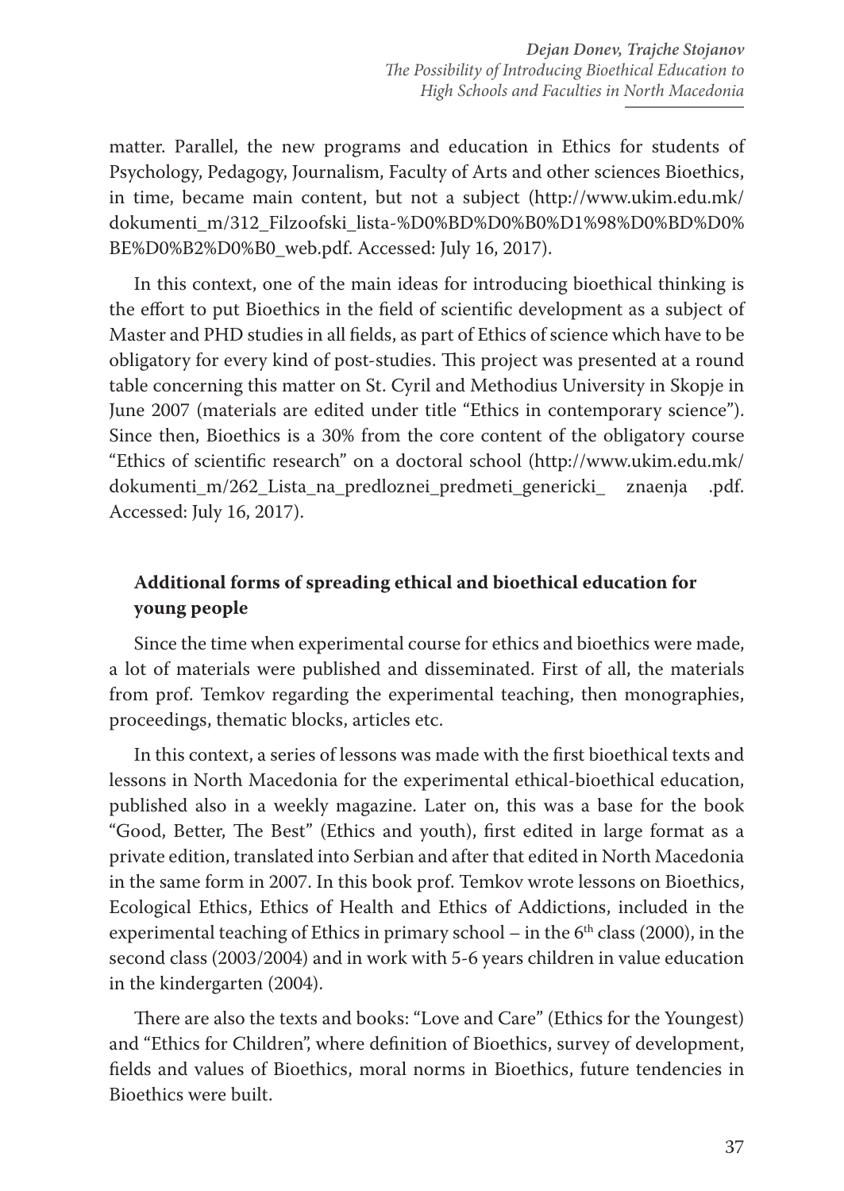matter. Parallel, the new programs and education in Ethics for students of Psychology, Pedagogy, Journalism, Faculty of Arts and other sciences Bioethics, in time, became main content, but not a subject (http://www.ukim.edu.mk/dokumenti_m/312_Filzoofski_lista-%D0%BD%D0%B0%D1%98%D0%BD%D0%BE%D0%B2%D0%B0_web.pdf. Accessed: July 16, 2017).

In this context, one of the main ideas for introducing bioethical thinking is the effort to put Bioethics in the field of scientific development as a subject of Master and PHD studies in all fields, as part of Ethics of science which have to be obligatory for every kind of post-studies. This project was presented at a round table concerning this matter on St. Cyril and Methodius University in Skopje in June 2007 (materials are edited under title "Ethics in contemporary science"). Since then, Bioethics is a 30% from the core content of the obligatory course "Ethics of scientific research" on a doctoral school (http://www.ukim.edu.mk/dokumenti_m/262_Lista_na_predloznei_predmeti_genericki_ znaenja .pdf. Accessed: July 16, 2017).

## Additional forms of spreading ethical and bioethical education for young people

Since the time when experimental course for ethics and bioethics were made, a lot of materials were published and disseminated. First of all, the materials from prof. Temkov regarding the experimental teaching, then monographies, proceedings, thematic blocks, articles etc.

In this context, a series of lessons was made with the first bioethical texts and lessons in North Macedonia for the experimental ethical-bioethical education, published also in a weekly magazine. Later on, this was a base for the book "Good, Better, The Best" (Ethics and youth), first edited in large format as a private edition, translated into Serbian and after that edited in North Macedonia in the same form in 2007. In this book prof. Temkov wrote lessons on Bioethics, Ecological Ethics, Ethics of Health and Ethics of Addictions, included in the experimental teaching of Ethics in primary school – in the 6th class (2000), in the second class (2003/2004) and in work with 5-6 years children in value education in the kindergarten (2004).

There are also the texts and books: "Love and Care" (Ethics for the Youngest) and "Ethics for Children", where definition of Bioethics, survey of development, fields and values of Bioethics, moral norms in Bioethics, future tendencies in Bioethics were built.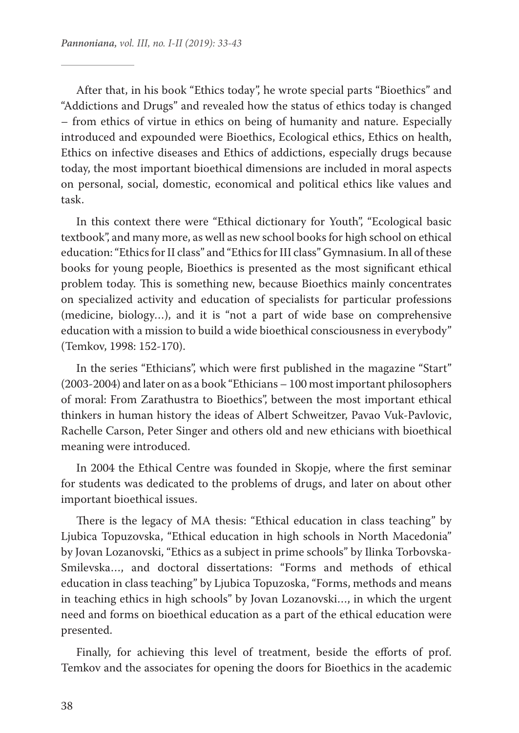After that, in his book "Ethics today", he wrote special parts "Bioethics" and "Addictions and Drugs" and revealed how the status of ethics today is changed – from ethics of virtue in ethics on being of humanity and nature. Especially introduced and expounded were Bioethics, Ecological ethics, Ethics on health, Ethics on infective diseases and Ethics of addictions, especially drugs because today, the most important bioethical dimensions are included in moral aspects on personal, social, domestic, economical and political ethics like values and task.

In this context there were "Ethical dictionary for Youth", "Ecological basic textbook", and many more, as well as new school books for high school on ethical education: "Ethics for II class" and "Ethics for III class" Gymnasium. In all of these books for young people, Bioethics is presented as the most significant ethical problem today. This is something new, because Bioethics mainly concentrates on specialized activity and education of specialists for particular professions (medicine, biology…), and it is "not a part of wide base on comprehensive education with a mission to build a wide bioethical consciousness in everybody" (Temkov, 1998: 152-170).

In the series "Ethicians", which were first published in the magazine "Start" (2003-2004) and later on as a book "Ethicians – 100 most important philosophers of moral: From Zarathustra to Bioethics", between the most important ethical thinkers in human history the ideas of Albert Schweitzer, Pavao Vuk-Pavlovic, Rachelle Carson, Peter Singer and others old and new ethicians with bioethical meaning were introduced.

In 2004 the Ethical Centre was founded in Skopje, where the first seminar for students was dedicated to the problems of drugs, and later on about other important bioethical issues.

There is the legacy of MA thesis: "Ethical education in class teaching" by Ljubica Topuzovska, "Ethical education in high schools in North Macedonia" by Jovan Lozanovski, "Ethics as a subject in prime schools" by Ilinka Torbovska-Smilevska…, and doctoral dissertations: "Forms and methods of ethical education in class teaching" by Ljubica Topuzoska, "Forms, methods and means in teaching ethics in high schools" by Jovan Lozanovski…, in which the urgent need and forms on bioethical education as a part of the ethical education were presented.

Finally, for achieving this level of treatment, beside the efforts of prof. Temkov and the associates for opening the doors for Bioethics in the academic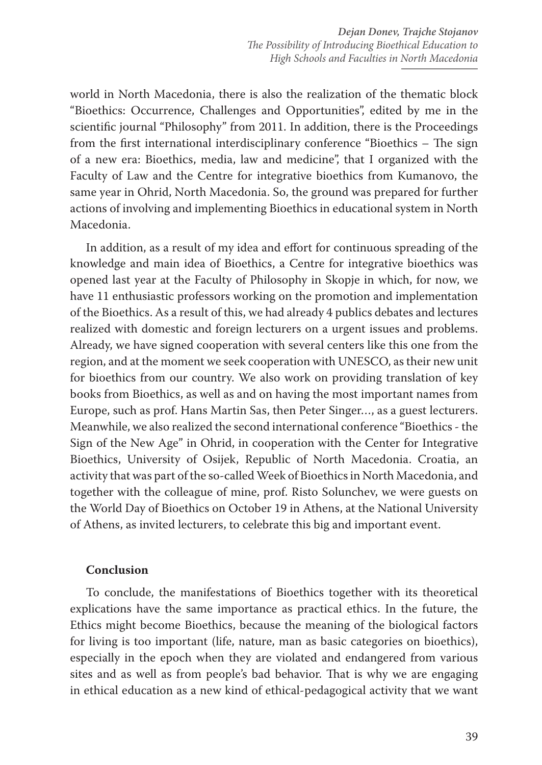world in North Macedonia, there is also the realization of the thematic block "Bioethics: Occurrence, Challenges and Opportunities", edited by me in the scientific journal "Philosophy" from 2011. In addition, there is the Proceedings from the first international interdisciplinary conference "Bioethics – The sign of a new era: Bioethics, media, law and medicine", that I organized with the Faculty of Law and the Centre for integrative bioethics from Kumanovo, the same year in Ohrid, North Macedonia. So, the ground was prepared for further actions of involving and implementing Bioethics in educational system in North Macedonia.

In addition, as a result of my idea and effort for continuous spreading of the knowledge and main idea of Bioethics, a Centre for integrative bioethics was opened last year at the Faculty of Philosophy in Skopje in which, for now, we have 11 enthusiastic professors working on the promotion and implementation of the Bioethics. As a result of this, we had already 4 publics debates and lectures realized with domestic and foreign lecturers on a urgent issues and problems. Already, we have signed cooperation with several centers like this one from the region, and at the moment we seek cooperation with UNESCO, as their new unit for bioethics from our country. We also work on providing translation of key books from Bioethics, as well as and on having the most important names from Europe, such as prof. Hans Martin Sas, then Peter Singer…, as a guest lecturers. Meanwhile, we also realized the second international conference "Bioethics - the Sign of the New Age" in Ohrid, in cooperation with the Center for Integrative Bioethics, University of Osijek, Republic of North Macedonia. Croatia, an activity that was part of the so-called Week of Bioethics in North Macedonia, and together with the colleague of mine, prof. Risto Solunchev, we were guests on the World Day of Bioethics on October 19 in Athens, at the National University of Athens, as invited lecturers, to celebrate this big and important event.

## Conclusion

To conclude, the manifestations of Bioethics together with its theoretical explications have the same importance as practical ethics. In the future, the Ethics might become Bioethics, because the meaning of the biological factors for living is too important (life, nature, man as basic categories on bioethics), especially in the epoch when they are violated and endangered from various sites and as well as from people's bad behavior. That is why we are engaging in ethical education as a new kind of ethical-pedagogical activity that we want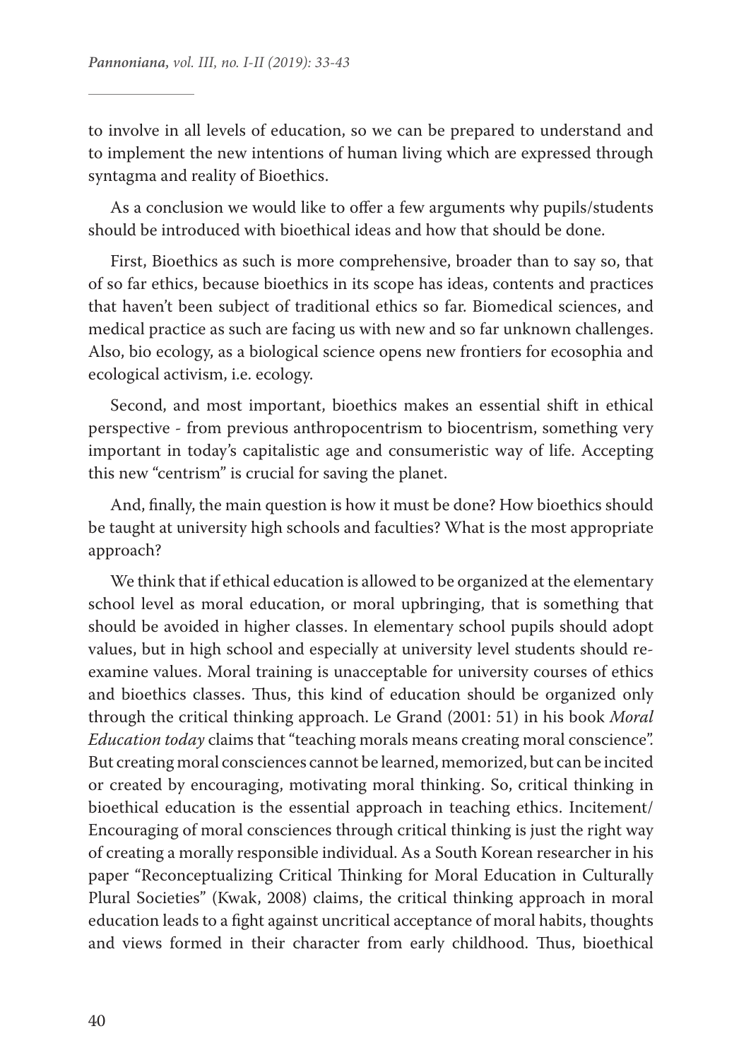to involve in all levels of education, so we can be prepared to understand and to implement the new intentions of human living which are expressed through syntagma and reality of Bioethics.

As a conclusion we would like to offer a few arguments why pupils/students should be introduced with bioethical ideas and how that should be done.

First, Bioethics as such is more comprehensive, broader than to say so, that of so far ethics, because bioethics in its scope has ideas, contents and practices that haven't been subject of traditional ethics so far. Biomedical sciences, and medical practice as such are facing us with new and so far unknown challenges. Also, bio ecology, as a biological science opens new frontiers for ecosophia and ecological activism, i.e. ecology.

Second, and most important, bioethics makes an essential shift in ethical perspective - from previous anthropocentrism to biocentrism, something very important in today's capitalistic age and consumeristic way of life. Accepting this new "centrism" is crucial for saving the planet.

And, finally, the main question is how it must be done? How bioethics should be taught at university high schools and faculties? What is the most appropriate approach?

We think that if ethical education is allowed to be organized at the elementary school level as moral education, or moral upbringing, that is something that should be avoided in higher classes. In elementary school pupils should adopt values, but in high school and especially at university level students should re-examine values. Moral training is unacceptable for university courses of ethics and bioethics classes. Thus, this kind of education should be organized only through the critical thinking approach. Le Grand (2001: 51) in his book *Moral Education today* claims that "teaching morals means creating moral conscience". But creating moral consciences cannot be learned, memorized, but can be incited or created by encouraging, motivating moral thinking. So, critical thinking in bioethical education is the essential approach in teaching ethics. Incitement/ Encouraging of moral consciences through critical thinking is just the right way of creating a morally responsible individual. As a South Korean researcher in his paper "Reconceptualizing Critical Thinking for Moral Education in Culturally Plural Societies" (Kwak, 2008) claims, the critical thinking approach in moral education leads to a fight against uncritical acceptance of moral habits, thoughts and views formed in their character from early childhood. Thus, bioethical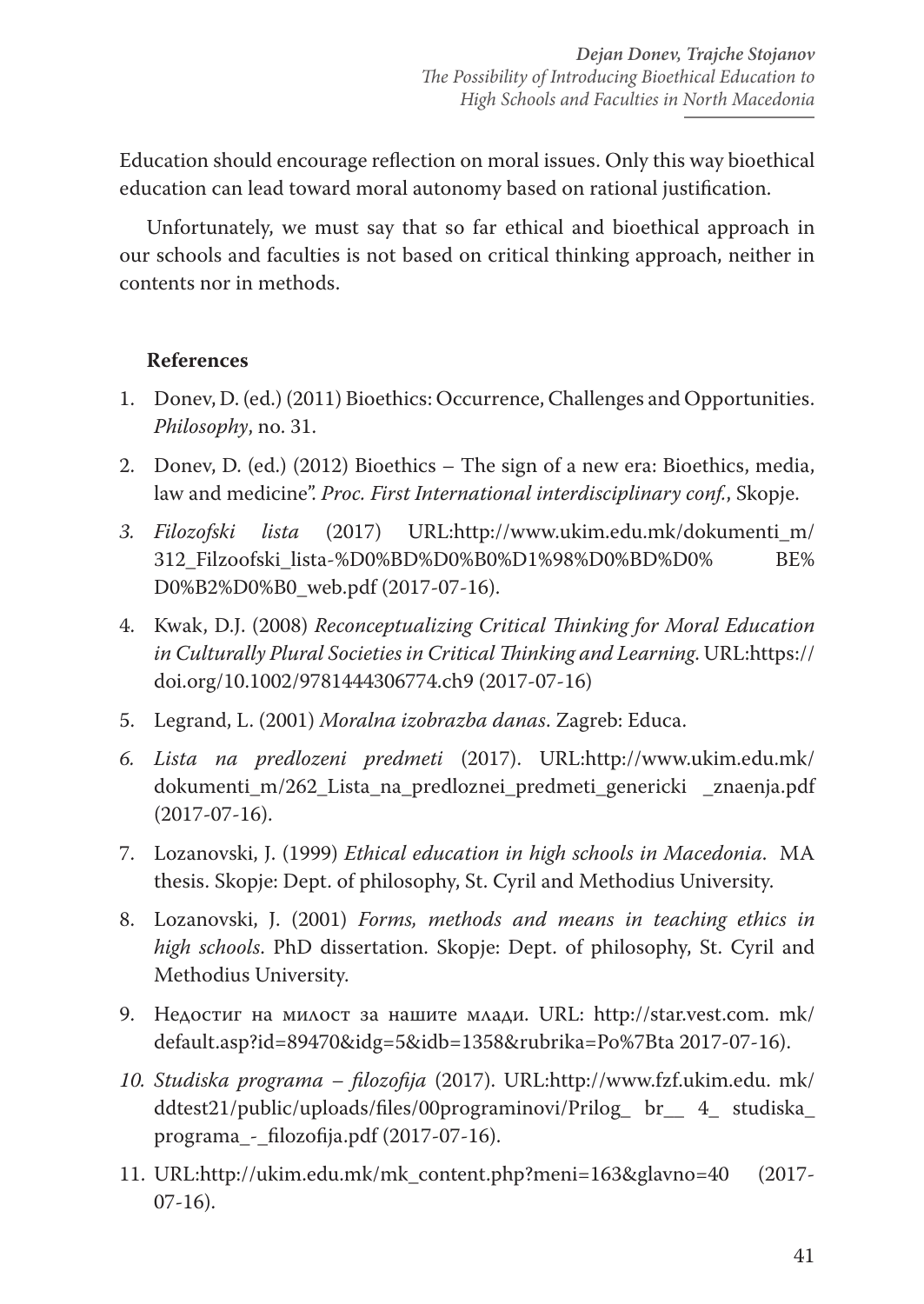Education should encourage reflection on moral issues. Only this way bioethical education can lead toward moral autonomy based on rational justification.

Unfortunately, we must say that so far ethical and bioethical approach in our schools and faculties is not based on critical thinking approach, neither in contents nor in methods.

**References**

1. Donev, D. (ed.) (2011) Bioethics: Occurrence, Challenges and Opportunities. *Philosophy*, no. 31.
2. Donev, D. (ed.) (2012) Bioethics – The sign of a new era: Bioethics, media, law and medicine". *Proc. First International interdisciplinary conf.*, Skopje.
3. *Filozofski lista* (2017) URL:http://www.ukim.edu.mk/dokumenti_m/312_Filzoofski_lista-%D0%BD%D0%B0%D1%98%D0%BD%D0% BE%D0%B2%D0%B0_web.pdf (2017-07-16).
4. Kwak, D.J. (2008) *Reconceptualizing Critical Thinking for Moral Education in Culturally Plural Societies in Critical Thinking and Learning*. URL:https://doi.org/10.1002/9781444306774.ch9 (2017-07-16)
5. Legrand, L. (2001) *Moralna izobrazba danas*. Zagreb: Educa.
6. *Lista na predlozeni predmeti* (2017). URL:http://www.ukim.edu.mk/dokumenti_m/262_Lista_na_predloznei_predmeti_genericki _znaenja.pdf (2017-07-16).
7. Lozanovski, J. (1999) *Ethical education in high schools in Macedonia*. MA thesis. Skopje: Dept. of philosophy, St. Cyril and Methodius University.
8. Lozanovski, J. (2001) *Forms, methods and means in teaching ethics in high schools*. PhD dissertation. Skopje: Dept. of philosophy, St. Cyril and Methodius University.
9. Недостиг на милост за нашите млади. URL: http://star.vest.com. mk/default.asp?id=89470&idg=5&idb=1358&rubrika=Po%7Bta 2017-07-16).
10. *Studiska programa – filozofija* (2017). URL:http://www.fzf.ukim.edu. mk/ddtest21/public/uploads/files/00programinovi/Prilog_ br__ 4_ studiska_ programa_-_filozofija.pdf (2017-07-16).
11. URL:http://ukim.edu.mk/mk_content.php?meni=163&glavno=40 (2017-07-16).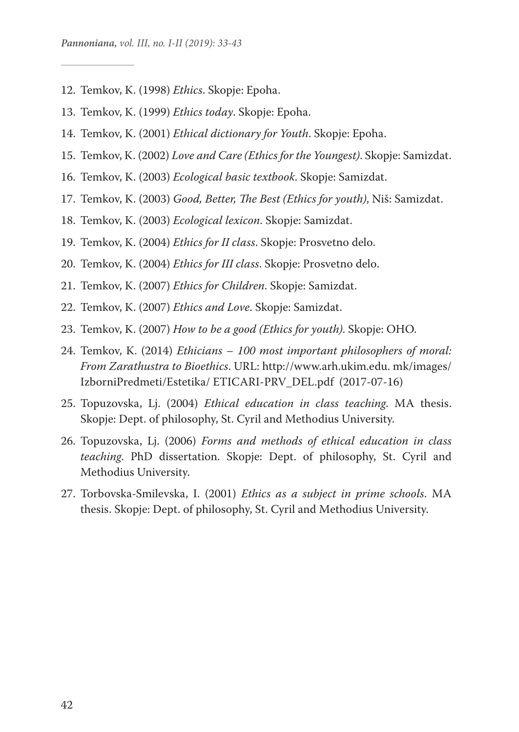12. Temkov, K. (1998) *Ethics*. Skopje: Epoha.
13. Temkov, K. (1999) *Ethics today*. Skopje: Epoha.
14. Temkov, K. (2001) *Ethical dictionary for Youth*. Skopje: Epoha.
15. Temkov, K. (2002) *Love and Care (Ethics for the Youngest)*. Skopje: Samizdat.
16. Temkov, K. (2003) *Ecological basic textbook*. Skopje: Samizdat.
17. Temkov, K. (2003) *Good, Better, The Best (Ethics for youth)*, Niš: Samizdat.
18. Temkov, K. (2003) *Ecological lexicon*. Skopje: Samizdat.
19. Temkov, K. (2004) *Ethics for II class*. Skopje: Prosvetno delo.
20. Temkov, K. (2004) *Ethics for III class*. Skopje: Prosvetno delo.
21. Temkov, K. (2007) *Ethics for Children*. Skopje: Samizdat.
22. Temkov, K. (2007) *Ethics and Love*. Skopje: Samizdat.
23. Temkov, K. (2007) *How to be a good (Ethics for youth)*. Skopje: OHO.
24. Temkov, K. (2014) *Ethicians – 100 most important philosophers of moral: From Zarathustra to Bioethics*. URL: http://www.arh.ukim.edu. mk/images/ IzborniPredmeti/Estetika/ ETICARI-PRV_DEL.pdf (2017-07-16)
25. Topuzovska, Lj. (2004) *Ethical education in class teaching*. MA thesis. Skopje: Dept. of philosophy, St. Cyril and Methodius University.
26. Topuzovska, Lj. (2006) *Forms and methods of ethical education in class teaching*. PhD dissertation. Skopje: Dept. of philosophy, St. Cyril and Methodius University.
27. Torbovska-Smilevska, I. (2001) *Ethics as a subject in prime schools*. MA thesis. Skopje: Dept. of philosophy, St. Cyril and Methodius University.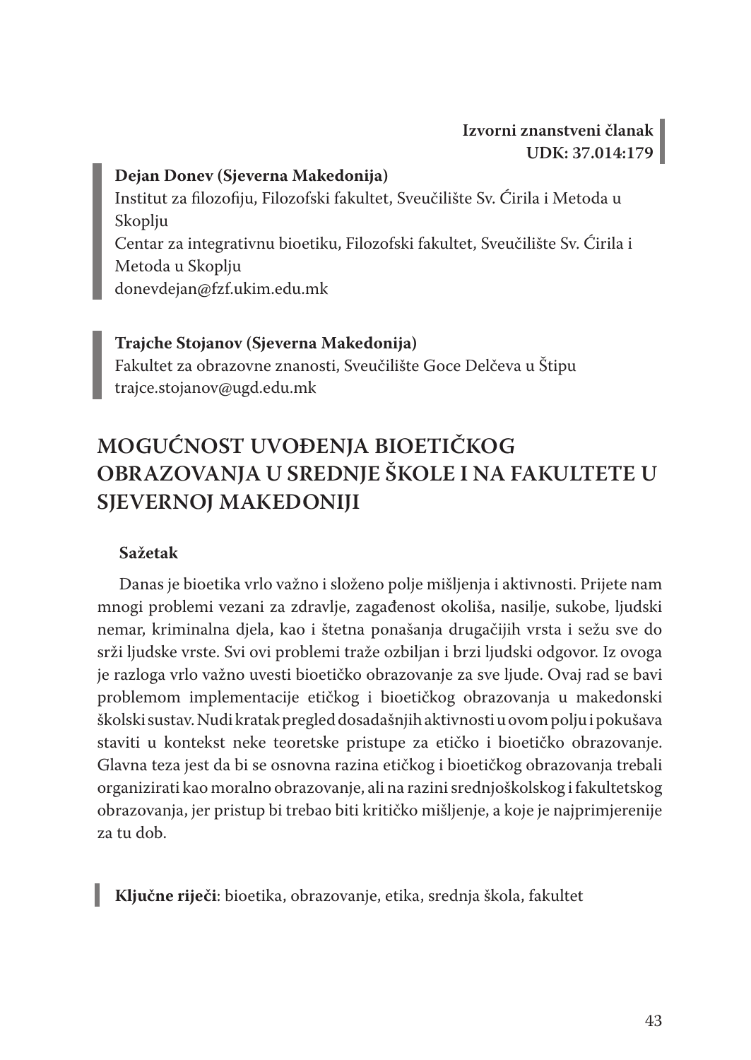**Izvorni znanstveni članak**
**UDK: 37.014:179**

**Dejan Donev (Sjeverna Makedonija)**
Institut za filozofiju, Filozofski fakultet, Sveučilište Sv. Ćirila i Metoda u Skoplju
Centar za integrativnu bioetiku, Filozofski fakultet, Sveučilište Sv. Ćirila i Metoda u Skoplju
donevdejan@fzf.ukim.edu.mk

**Trajche Stojanov (Sjeverna Makedonija)**
Fakultet za obrazovne znanosti, Sveučilište Goce Delčeva u Štipu
trajce.stojanov@ugd.edu.mk

# MOGUĆNOST UVOĐENJA BIOETIČKOG OBRAZOVANJA U SREDNJE ŠKOLE I NA FAKULTETE U SJEVERNOJ MAKEDONIJI

## Sažetak

Danas je bioetika vrlo važno i složeno polje mišljenja i aktivnosti. Prijete nam mnogi problemi vezani za zdravlje, zagađenost okoliša, nasilje, sukobe, ljudski nemar, kriminalna djela, kao i štetna ponašanja drugačijih vrsta i sežu sve do srži ljudske vrste. Svi ovi problemi traže ozbiljan i brzi ljudski odgovor. Iz ovoga je razloga vrlo važno uvesti bioetičko obrazovanje za sve ljude. Ovaj rad se bavi problemom implementacije etičkog i bioetičkog obrazovanja u makedonski školski sustav. Nudi kratak pregled dosadašnjih aktivnosti u ovom polju i pokušava staviti u kontekst neke teoretske pristupe za etičko i bioetičko obrazovanje. Glavna teza jest da bi se osnovna razina etičkog i bioetičkog obrazovanja trebali organizirati kao moralno obrazovanje, ali na razini srednjoškolskog i fakultetskog obrazovanja, jer pristup bi trebao biti kritičko mišljenje, a koje je najprimjerenije za tu dob.

**Ključne riječi**: bioetika, obrazovanje, etika, srednja škola, fakultet